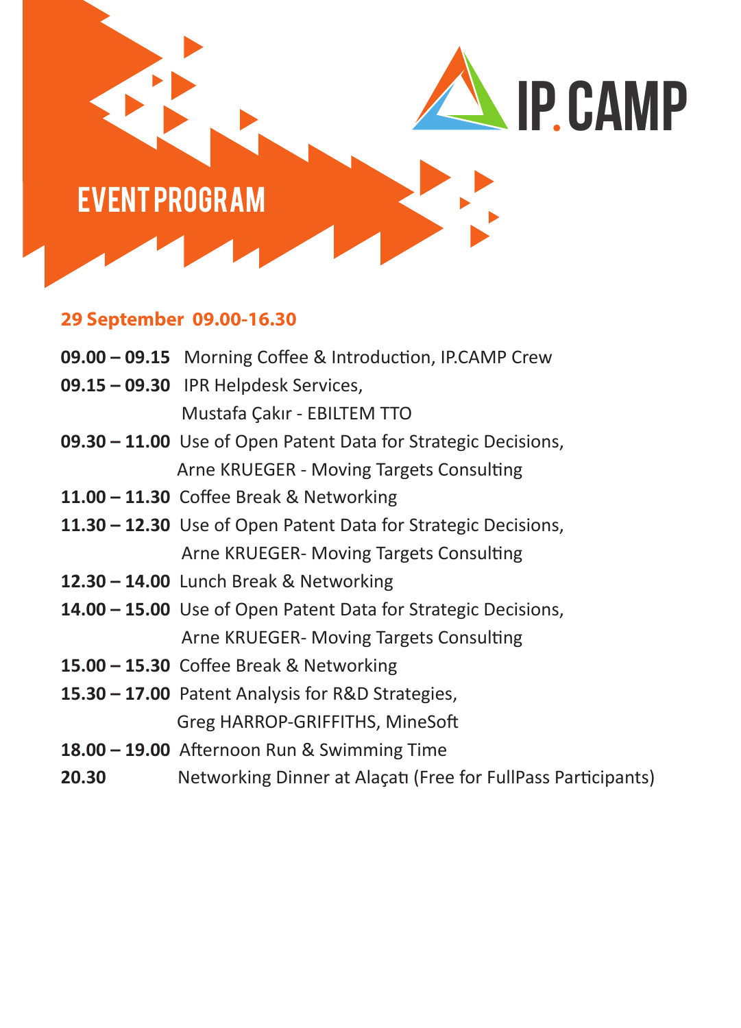IP.CAMP

# EVENT PROGRAM

## 29 September 09.00-16.30

**09.00 – 09.15** Morning Coffee & Introduction, IP.CAMP Crew

**09.15 – 09.30** IPR Helpdesk Services,
Mustafa Çakır - EBILTEM TTO

**09.30 – 11.00** Use of Open Patent Data for Strategic Decisions,
Arne KRUEGER - Moving Targets Consulting

**11.00 – 11.30** Coffee Break & Networking

**11.30 – 12.30** Use of Open Patent Data for Strategic Decisions,
Arne KRUEGER- Moving Targets Consulting

**12.30 – 14.00** Lunch Break & Networking

**14.00 – 15.00** Use of Open Patent Data for Strategic Decisions,
Arne KRUEGER- Moving Targets Consulting

**15.00 – 15.30** Coffee Break & Networking

**15.30 – 17.00** Patent Analysis for R&D Strategies,
Greg HARROP-GRIFFITHS, MineSoft

**18.00 – 19.00** Afternoon Run & Swimming Time

**20.30** Networking Dinner at Alaçatı (Free for FullPass Participants)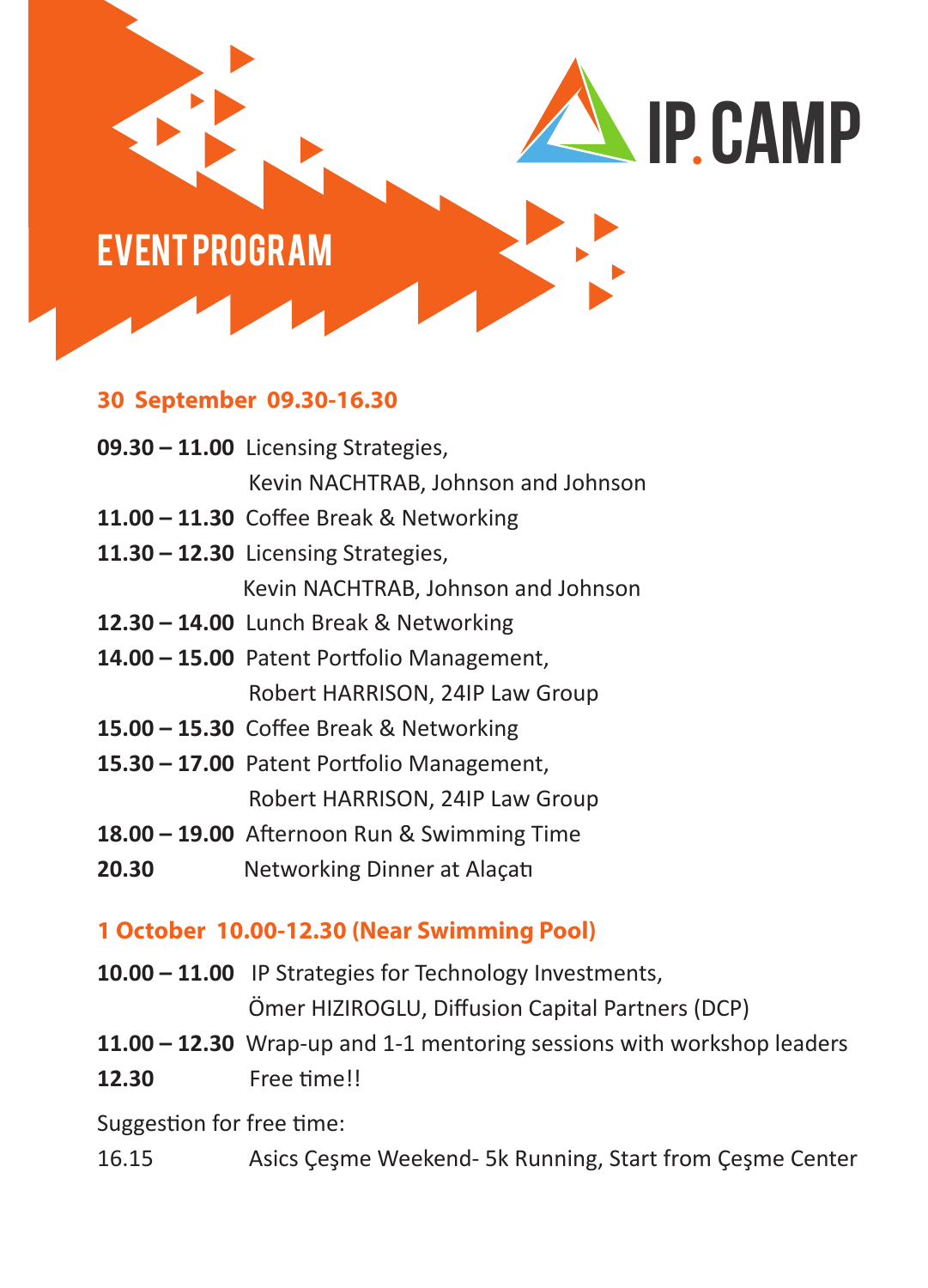# IP.CAMP

## EVENT PROGRAM

### 30 September 09.30-16.30

**09.30 – 11.00** Licensing Strategies,
Kevin NACHTRAB, Johnson and Johnson

**11.00 – 11.30** Coffee Break & Networking

**11.30 – 12.30** Licensing Strategies,
Kevin NACHTRAB, Johnson and Johnson

**12.30 – 14.00** Lunch Break & Networking

**14.00 – 15.00** Patent Portfolio Management,
Robert HARRISON, 24IP Law Group

**15.00 – 15.30** Coffee Break & Networking

**15.30 – 17.00** Patent Portfolio Management,
Robert HARRISON, 24IP Law Group

**18.00 – 19.00** Afternoon Run & Swimming Time

**20.30** Networking Dinner at Alaçatı

### 1 October 10.00-12.30 (Near Swimming Pool)

**10.00 – 11.00** IP Strategies for Technology Investments,
Ömer HIZIROGLU, Diffusion Capital Partners (DCP)

**11.00 – 12.30** Wrap-up and 1-1 mentoring sessions with workshop leaders

**12.30** Free time!!

Suggestion for free time:

16.15 Asics Çeşme Weekend- 5k Running, Start from Çeşme Center